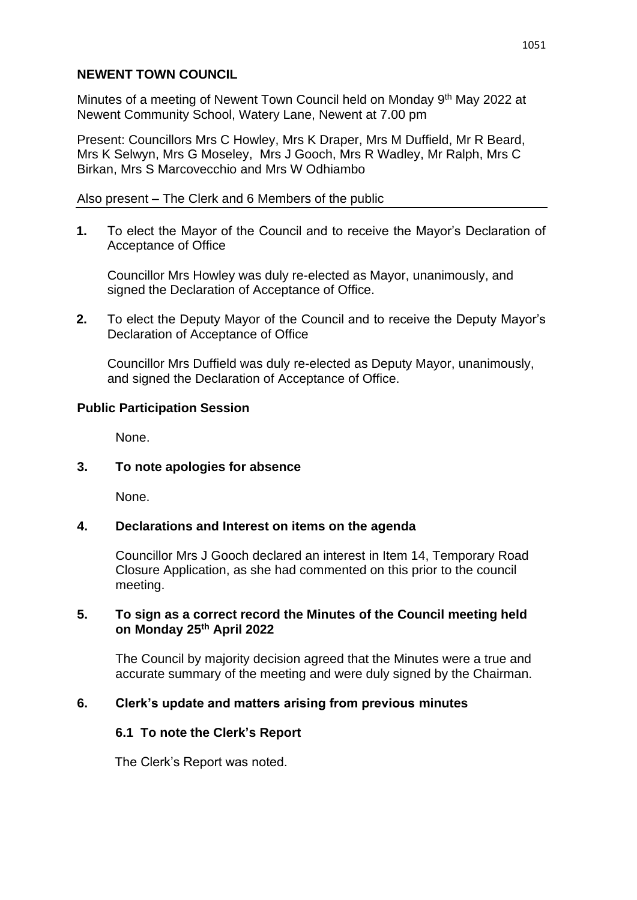## NEWENT TOWN COUNCIL

Minutes of a meeting of Newent Town Council held on Monday 9th May 2022 at Newent Community School, Watery Lane, Newent at 7.00 pm

Present: Councillors Mrs C Howley, Mrs K Draper, Mrs M Duffield, Mr R Beard, Mrs K Selwyn, Mrs G Moseley, Mrs J Gooch, Mrs R Wadley, Mr Ralph, Mrs C Birkan, Mrs S Marcovecchio and Mrs W Odhiambo

Also present – The Clerk and 6 Members of the public

---

**1.** To elect the Mayor of the Council and to receive the Mayor's Declaration of Acceptance of Office

Councillor Mrs Howley was duly re-elected as Mayor, unanimously, and signed the Declaration of Acceptance of Office.

**2.** To elect the Deputy Mayor of the Council and to receive the Deputy Mayor's Declaration of Acceptance of Office

Councillor Mrs Duffield was duly re-elected as Deputy Mayor, unanimously, and signed the Declaration of Acceptance of Office.

**Public Participation Session**

None.

**3. To note apologies for absence**

None.

**4. Declarations and Interest on items on the agenda**

Councillor Mrs J Gooch declared an interest in Item 14, Temporary Road Closure Application, as she had commented on this prior to the council meeting.

**5. To sign as a correct record the Minutes of the Council meeting held on Monday 25th April 2022**

The Council by majority decision agreed that the Minutes were a true and accurate summary of the meeting and were duly signed by the Chairman.

**6. Clerk's update and matters arising from previous minutes**

**6.1 To note the Clerk's Report**

The Clerk's Report was noted.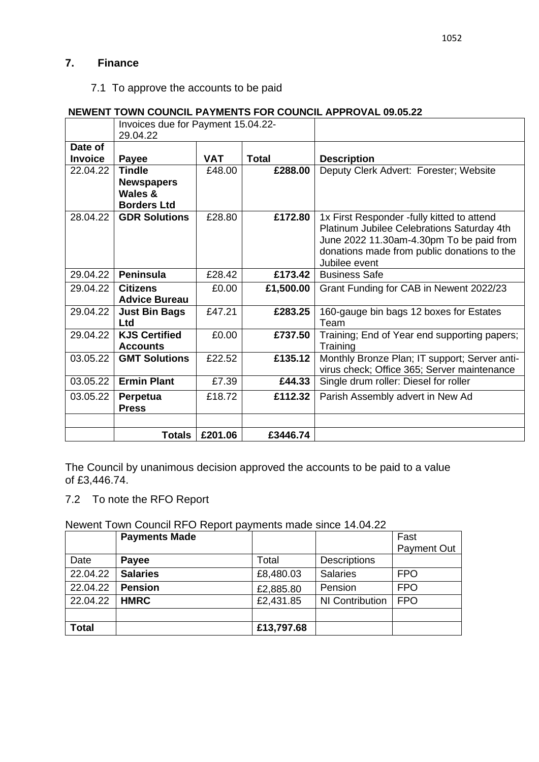## 7. Finance

7.1 To approve the accounts to be paid

**NEWENT TOWN COUNCIL PAYMENTS FOR COUNCIL APPROVAL 09.05.22**

| | Invoices due for Payment 15.04.22-29.04.22 | | | |
|---|---|---|---|---|
| **Date of Invoice** | **Payee** | **VAT** | **Total** | **Description** |
| 22.04.22 | **Tindle Newspapers Wales & Borders Ltd** | £48.00 | **£288.00** | Deputy Clerk Advert: Forester; Website |
| 28.04.22 | **GDR Solutions** | £28.80 | **£172.80** | 1x First Responder -fully kitted to attend Platinum Jubilee Celebrations Saturday 4th June 2022 11.30am-4.30pm To be paid from donations made from public donations to the Jubilee event |
| 29.04.22 | **Peninsula** | £28.42 | **£173.42** | Business Safe |
| 29.04.22 | **Citizens Advice Bureau** | £0.00 | **£1,500.00** | Grant Funding for CAB in Newent 2022/23 |
| 29.04.22 | **Just Bin Bags Ltd** | £47.21 | **£283.25** | 160-gauge bin bags 12 boxes for Estates Team |
| 29.04.22 | **KJS Certified Accounts** | £0.00 | **£737.50** | Training; End of Year end supporting papers; Training |
| 03.05.22 | **GMT Solutions** | £22.52 | **£135.12** | Monthly Bronze Plan; IT support; Server anti-virus check; Office 365; Server maintenance |
| 03.05.22 | **Ermin Plant** | £7.39 | **£44.33** | Single drum roller: Diesel for roller |
| 03.05.22 | **Perpetua Press** | £18.72 | **£112.32** | Parish Assembly advert in New Ad |
| | | | | |
| | **Totals** | **£201.06** | **£3446.74** | |

The Council by unanimous decision approved the accounts to be paid to a value of £3,446.74.

7.2 To note the RFO Report

Newent Town Council RFO Report payments made since 14.04.22

| | **Payments Made** | | | Fast Payment Out |
|---|---|---|---|---|
| Date | **Payee** | Total | Descriptions | |
| 22.04.22 | **Salaries** | £8,480.03 | Salaries | FPO |
| 22.04.22 | **Pension** | £2,885.80 | Pension | FPO |
| 22.04.22 | **HMRC** | £2,431.85 | NI Contribution | FPO |
| | | | | |
| **Total** | | **£13,797.68** | | |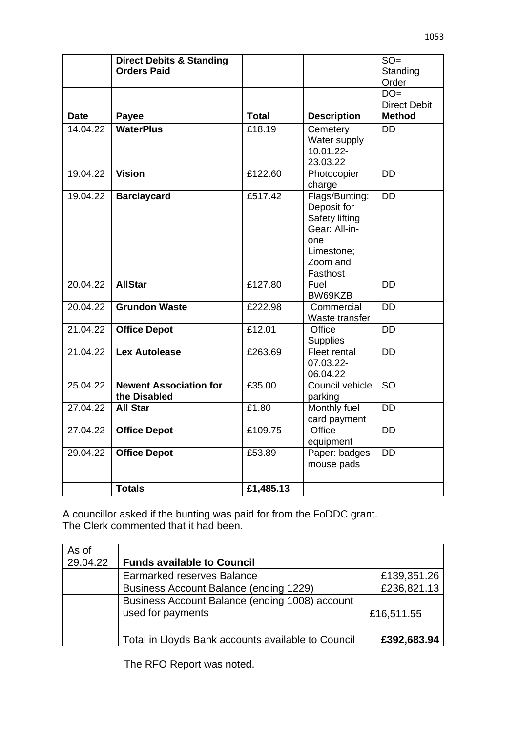| | **Direct Debits & Standing Orders Paid** | | | SO= Standing Order |
|---|---|---|---|---|
| | | | | DO= Direct Debit |
| **Date** | **Payee** | **Total** | **Description** | **Method** |
| 14.04.22 | **WaterPlus** | £18.19 | Cemetery Water supply 10.01.22-23.03.22 | DD |
| 19.04.22 | **Vision** | £122.60 | Photocopier charge | DD |
| 19.04.22 | **Barclaycard** | £517.42 | Flags/Bunting: Deposit for Safety lifting Gear: All-in-one Limestone; Zoom and Fasthost | DD |
| 20.04.22 | **AllStar** | £127.80 | Fuel BW69KZB | DD |
| 20.04.22 | **Grundon Waste** | £222.98 | Commercial Waste transfer | DD |
| 21.04.22 | **Office Depot** | £12.01 | Office Supplies | DD |
| 21.04.22 | **Lex Autolease** | £263.69 | Fleet rental 07.03.22-06.04.22 | DD |
| 25.04.22 | **Newent Association for the Disabled** | £35.00 | Council vehicle parking | SO |
| 27.04.22 | **All Star** | £1.80 | Monthly fuel card payment | DD |
| 27.04.22 | **Office Depot** | £109.75 | Office equipment | DD |
| 29.04.22 | **Office Depot** | £53.89 | Paper: badges mouse pads | DD |
| | | | | |
| | **Totals** | **£1,485.13** | | |

A councillor asked if the bunting was paid for from the FoDDC grant.
The Clerk commented that it had been.

| As of 29.04.22 | **Funds available to Council** | |
|---|---|---|
| | Earmarked reserves Balance | £139,351.26 |
| | Business Account Balance (ending 1229) | £236,821.13 |
| | Business Account Balance (ending 1008) account used for payments | £16,511.55 |
| | | |
| | Total in Lloyds Bank accounts available to Council | **£392,683.94** |

The RFO Report was noted.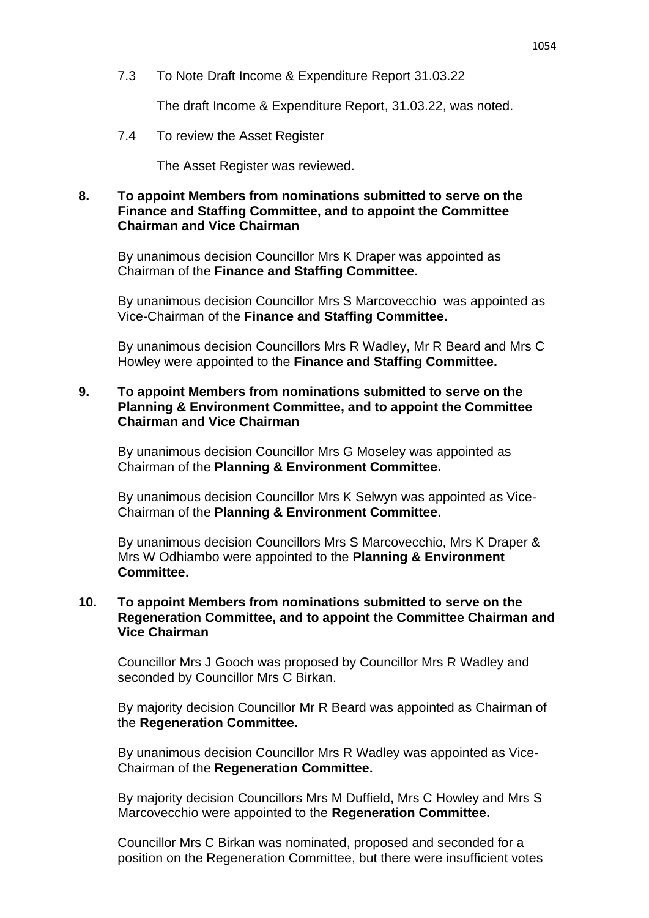7.3 To Note Draft Income & Expenditure Report 31.03.22

The draft Income & Expenditure Report, 31.03.22, was noted.

7.4 To review the Asset Register

The Asset Register was reviewed.

**8. To appoint Members from nominations submitted to serve on the Finance and Staffing Committee, and to appoint the Committee Chairman and Vice Chairman**

By unanimous decision Councillor Mrs K Draper was appointed as Chairman of the **Finance and Staffing Committee.**

By unanimous decision Councillor Mrs S Marcovecchio was appointed as Vice-Chairman of the **Finance and Staffing Committee.**

By unanimous decision Councillors Mrs R Wadley, Mr R Beard and Mrs C Howley were appointed to the **Finance and Staffing Committee.**

**9. To appoint Members from nominations submitted to serve on the Planning & Environment Committee, and to appoint the Committee Chairman and Vice Chairman**

By unanimous decision Councillor Mrs G Moseley was appointed as Chairman of the **Planning & Environment Committee.**

By unanimous decision Councillor Mrs K Selwyn was appointed as Vice-Chairman of the **Planning & Environment Committee.**

By unanimous decision Councillors Mrs S Marcovecchio, Mrs K Draper & Mrs W Odhiambo were appointed to the **Planning & Environment Committee.**

**10. To appoint Members from nominations submitted to serve on the Regeneration Committee, and to appoint the Committee Chairman and Vice Chairman**

Councillor Mrs J Gooch was proposed by Councillor Mrs R Wadley and seconded by Councillor Mrs C Birkan.

By majority decision Councillor Mr R Beard was appointed as Chairman of the **Regeneration Committee.**

By unanimous decision Councillor Mrs R Wadley was appointed as Vice-Chairman of the **Regeneration Committee.**

By majority decision Councillors Mrs M Duffield, Mrs C Howley and Mrs S Marcovecchio were appointed to the **Regeneration Committee.**

Councillor Mrs C Birkan was nominated, proposed and seconded for a position on the Regeneration Committee, but there were insufficient votes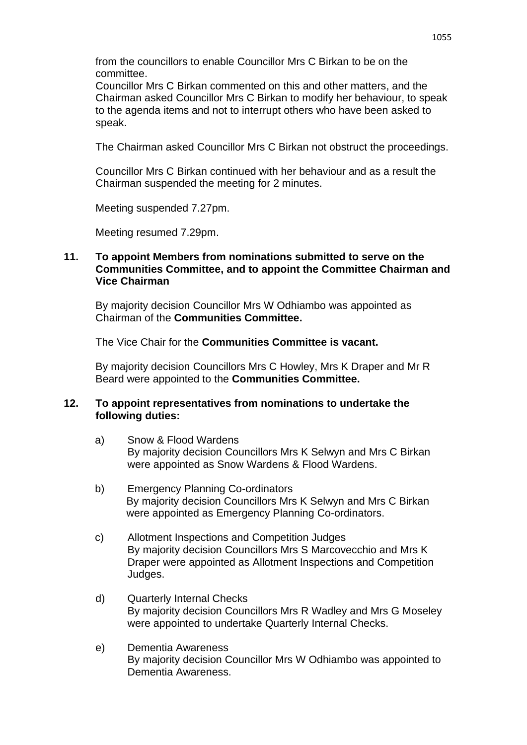from the councillors to enable Councillor Mrs C Birkan to be on the committee.
Councillor Mrs C Birkan commented on this and other matters, and the Chairman asked Councillor Mrs C Birkan to modify her behaviour, to speak to the agenda items and not to interrupt others who have been asked to speak.

The Chairman asked Councillor Mrs C Birkan not obstruct the proceedings.

Councillor Mrs C Birkan continued with her behaviour and as a result the Chairman suspended the meeting for 2 minutes.

Meeting suspended 7.27pm.

Meeting resumed 7.29pm.

**11. To appoint Members from nominations submitted to serve on the Communities Committee, and to appoint the Committee Chairman and Vice Chairman**

By majority decision Councillor Mrs W Odhiambo was appointed as Chairman of the **Communities Committee.**

The Vice Chair for the **Communities Committee is vacant.**

By majority decision Councillors Mrs C Howley, Mrs K Draper and Mr R Beard were appointed to the **Communities Committee.**

**12. To appoint representatives from nominations to undertake the following duties:**

a) Snow & Flood Wardens
By majority decision Councillors Mrs K Selwyn and Mrs C Birkan were appointed as Snow Wardens & Flood Wardens.

b) Emergency Planning Co-ordinators
By majority decision Councillors Mrs K Selwyn and Mrs C Birkan were appointed as Emergency Planning Co-ordinators.

c) Allotment Inspections and Competition Judges
By majority decision Councillors Mrs S Marcovecchio and Mrs K Draper were appointed as Allotment Inspections and Competition Judges.

d) Quarterly Internal Checks
By majority decision Councillors Mrs R Wadley and Mrs G Moseley were appointed to undertake Quarterly Internal Checks.

e) Dementia Awareness
By majority decision Councillor Mrs W Odhiambo was appointed to Dementia Awareness.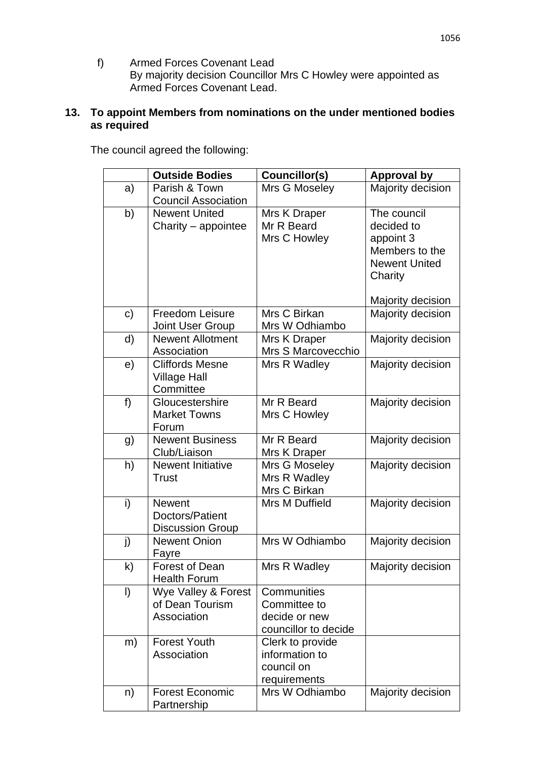f) Armed Forces Covenant Lead
By majority decision Councillor Mrs C Howley were appointed as Armed Forces Covenant Lead.

**13. To appoint Members from nominations on the under mentioned bodies as required**

The council agreed the following:

| | **Outside Bodies** | **Councillor(s)** | **Approval by** |
|---|---|---|---|
| a) | Parish & Town Council Association | Mrs G Moseley | Majority decision |
| b) | Newent United Charity – appointee | Mrs K Draper<br>Mr R Beard<br>Mrs C Howley | The council decided to appoint 3 Members to the Newent United Charity<br><br>Majority decision |
| c) | Freedom Leisure Joint User Group | Mrs C Birkan<br>Mrs W Odhiambo | Majority decision |
| d) | Newent Allotment Association | Mrs K Draper<br>Mrs S Marcovecchio | Majority decision |
| e) | Cliffords Mesne Village Hall Committee | Mrs R Wadley | Majority decision |
| f) | Gloucestershire Market Towns Forum | Mr R Beard<br>Mrs C Howley | Majority decision |
| g) | Newent Business Club/Liaison | Mr R Beard<br>Mrs K Draper | Majority decision |
| h) | Newent Initiative Trust | Mrs G Moseley<br>Mrs R Wadley<br>Mrs C Birkan | Majority decision |
| i) | Newent Doctors/Patient Discussion Group | Mrs M Duffield | Majority decision |
| j) | Newent Onion Fayre | Mrs W Odhiambo | Majority decision |
| k) | Forest of Dean Health Forum | Mrs R Wadley | Majority decision |
| l) | Wye Valley & Forest of Dean Tourism Association | Communities Committee to decide or new councillor to decide | |
| m) | Forest Youth Association | Clerk to provide information to council on requirements | |
| n) | Forest Economic Partnership | Mrs W Odhiambo | Majority decision |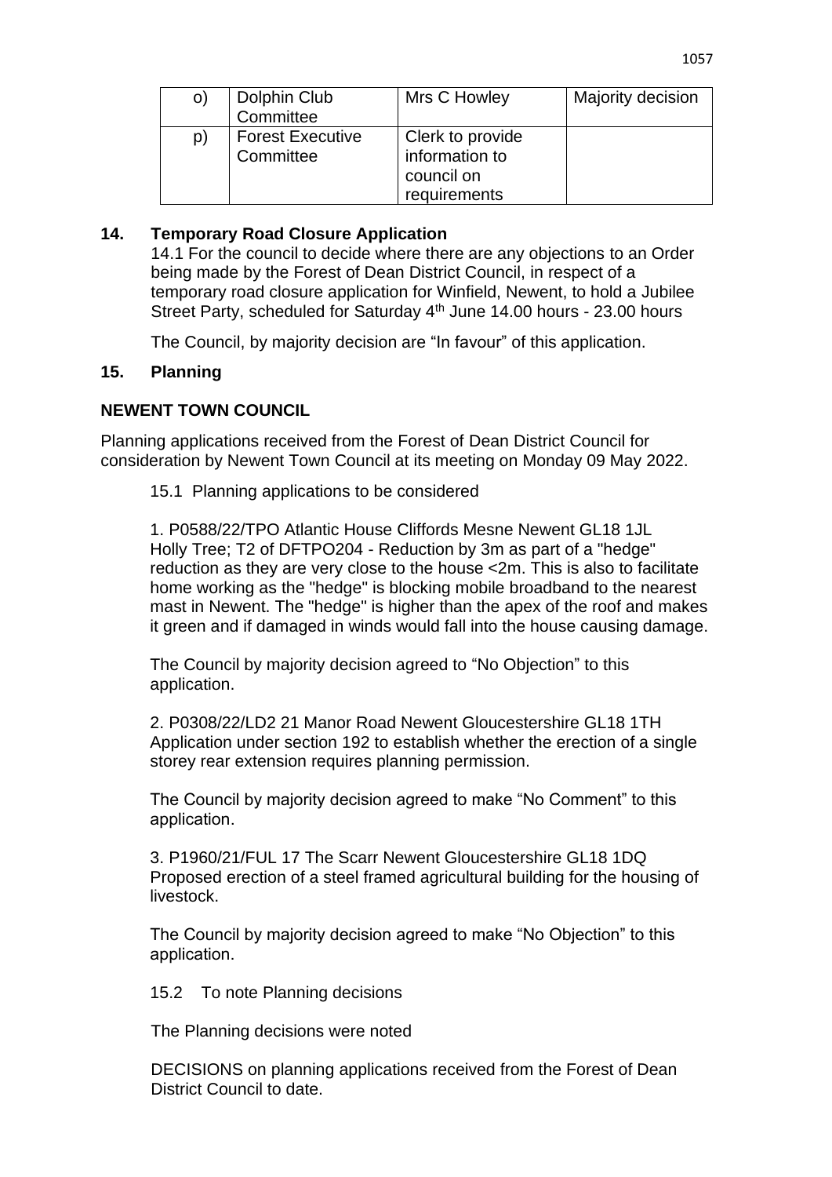| o) | Dolphin Club Committee | Mrs C Howley | Majority decision |
|---|---|---|---|
| p) | Forest Executive Committee | Clerk to provide information to council on requirements | |

## 14. Temporary Road Closure Application

14.1 For the council to decide where there are any objections to an Order being made by the Forest of Dean District Council, in respect of a temporary road closure application for Winfield, Newent, to hold a Jubilee Street Party, scheduled for Saturday 4th June 14.00 hours - 23.00 hours

The Council, by majority decision are "In favour" of this application.

## 15. Planning

**NEWENT TOWN COUNCIL**

Planning applications received from the Forest of Dean District Council for consideration by Newent Town Council at its meeting on Monday 09 May 2022.

15.1 Planning applications to be considered

1. P0588/22/TPO Atlantic House Cliffords Mesne Newent GL18 1JL
Holly Tree; T2 of DFTPO204 - Reduction by 3m as part of a "hedge" reduction as they are very close to the house <2m. This is also to facilitate home working as the "hedge" is blocking mobile broadband to the nearest mast in Newent. The "hedge" is higher than the apex of the roof and makes it green and if damaged in winds would fall into the house causing damage.

The Council by majority decision agreed to "No Objection" to this application.

2. P0308/22/LD2 21 Manor Road Newent Gloucestershire GL18 1TH
Application under section 192 to establish whether the erection of a single storey rear extension requires planning permission.

The Council by majority decision agreed to make "No Comment" to this application.

3. P1960/21/FUL 17 The Scarr Newent Gloucestershire GL18 1DQ
Proposed erection of a steel framed agricultural building for the housing of livestock.

The Council by majority decision agreed to make "No Objection" to this application.

15.2 To note Planning decisions

The Planning decisions were noted

DECISIONS on planning applications received from the Forest of Dean District Council to date.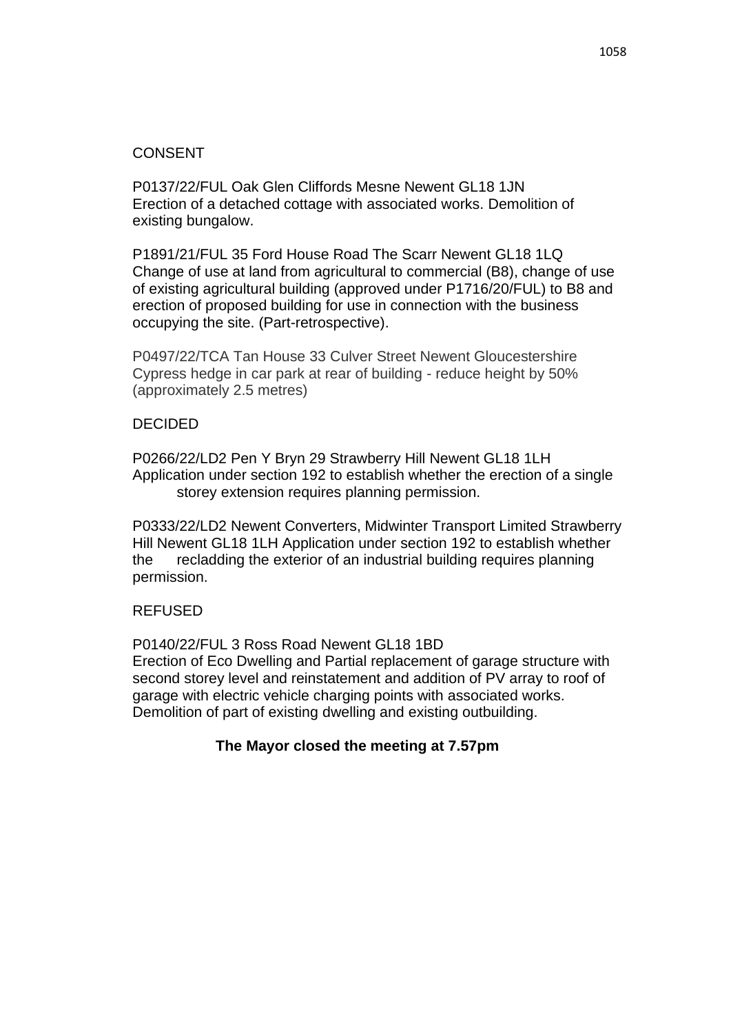CONSENT

P0137/22/FUL Oak Glen Cliffords Mesne Newent GL18 1JN
Erection of a detached cottage with associated works. Demolition of existing bungalow.

P1891/21/FUL 35 Ford House Road The Scarr Newent GL18 1LQ
Change of use at land from agricultural to commercial (B8), change of use of existing agricultural building (approved under P1716/20/FUL) to B8 and erection of proposed building for use in connection with the business occupying the site. (Part-retrospective).

P0497/22/TCA Tan House 33 Culver Street Newent Gloucestershire
Cypress hedge in car park at rear of building - reduce height by 50% (approximately 2.5 metres)

DECIDED

P0266/22/LD2 Pen Y Bryn 29 Strawberry Hill Newent GL18 1LH
Application under section 192 to establish whether the erection of a single storey extension requires planning permission.

P0333/22/LD2 Newent Converters, Midwinter Transport Limited Strawberry Hill Newent GL18 1LH Application under section 192 to establish whether the recladding the exterior of an industrial building requires planning permission.

REFUSED

P0140/22/FUL 3 Ross Road Newent GL18 1BD
Erection of Eco Dwelling and Partial replacement of garage structure with second storey level and reinstatement and addition of PV array to roof of garage with electric vehicle charging points with associated works. Demolition of part of existing dwelling and existing outbuilding.

**The Mayor closed the meeting at 7.57pm**